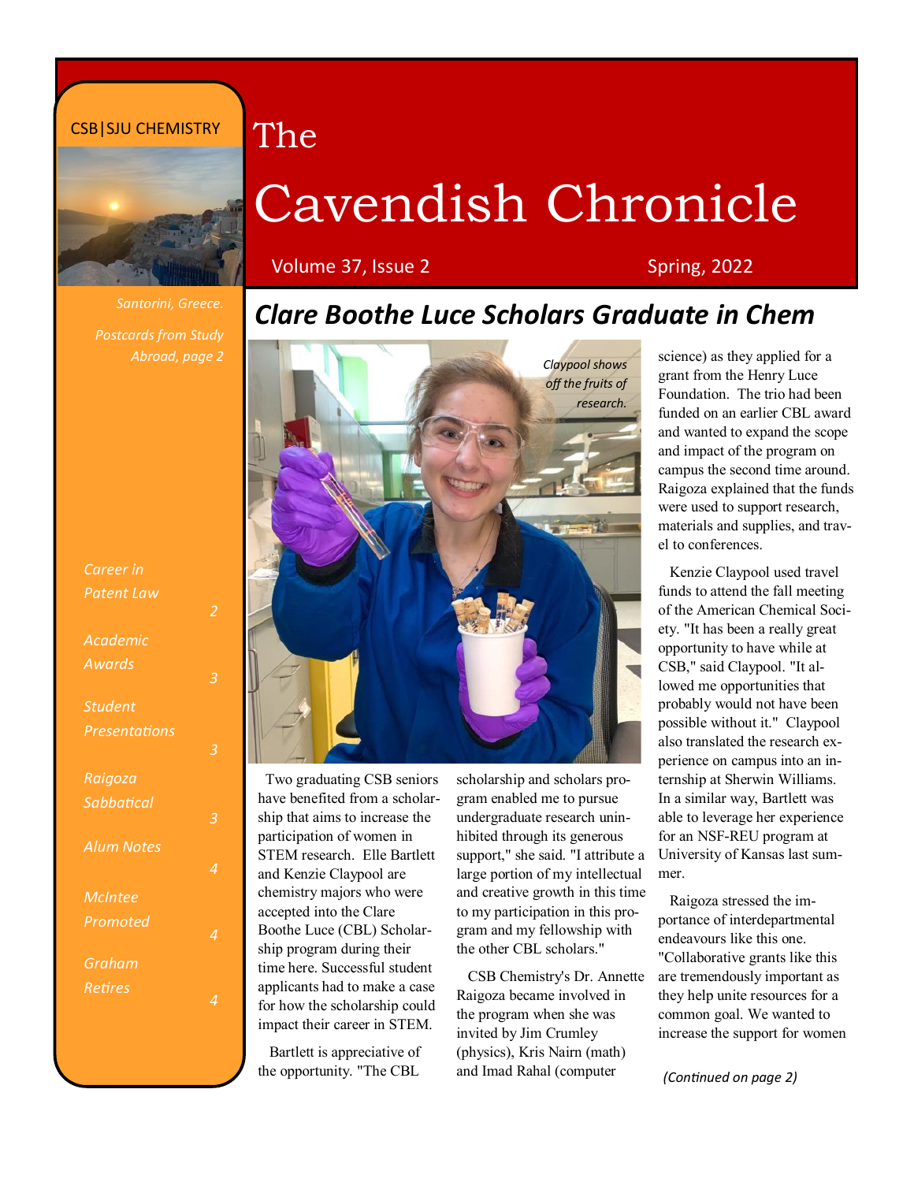CSB|SJU CHEMISTRY

# The Cavendish Chronicle

Volume 37, Issue 2 — Spring, 2022

*Santorini, Greece.*

*Postcards from Study Abroad, page 2*

*Career in Patent Law* — 2

*Academic Awards* — 3

*Student Presentations* — 3

*Raigoza Sabbatical* — 3

*Alum Notes* — 4

*McIntee Promoted* — 4

*Graham Retires* — 4

## Clare Boothe Luce Scholars Graduate in Chem

*Claypool shows off the fruits of research.*

Two graduating CSB seniors have benefited from a scholarship that aims to increase the participation of women in STEM research. Elle Bartlett and Kenzie Claypool are chemistry majors who were accepted into the Clare Boothe Luce (CBL) Scholarship program during their time here. Successful student applicants had to make a case for how the scholarship could impact their career in STEM.

Bartlett is appreciative of the opportunity. "The CBL scholarship and scholars program enabled me to pursue undergraduate research uninhibited through its generous support," she said. "I attribute a large portion of my intellectual and creative growth in this time to my participation in this program and my fellowship with the other CBL scholars."

CSB Chemistry's Dr. Annette Raigoza became involved in the program when she was invited by Jim Crumley (physics), Kris Nairn (math) and Imad Rahal (computer science) as they applied for a grant from the Henry Luce Foundation. The trio had been funded on an earlier CBL award and wanted to expand the scope and impact of the program on campus the second time around. Raigoza explained that the funds were used to support research, materials and supplies, and travel to conferences.

Kenzie Claypool used travel funds to attend the fall meeting of the American Chemical Society. "It has been a really great opportunity to have while at CSB," said Claypool. "It allowed me opportunities that probably would not have been possible without it." Claypool also translated the research experience on campus into an internship at Sherwin Williams. In a similar way, Bartlett was able to leverage her experience for an NSF-REU program at University of Kansas last summer.

Raigoza stressed the importance of interdepartmental endeavours like this one. "Collaborative grants like this are tremendously important as they help unite resources for a common goal. We wanted to increase the support for women

*(Continued on page 2)*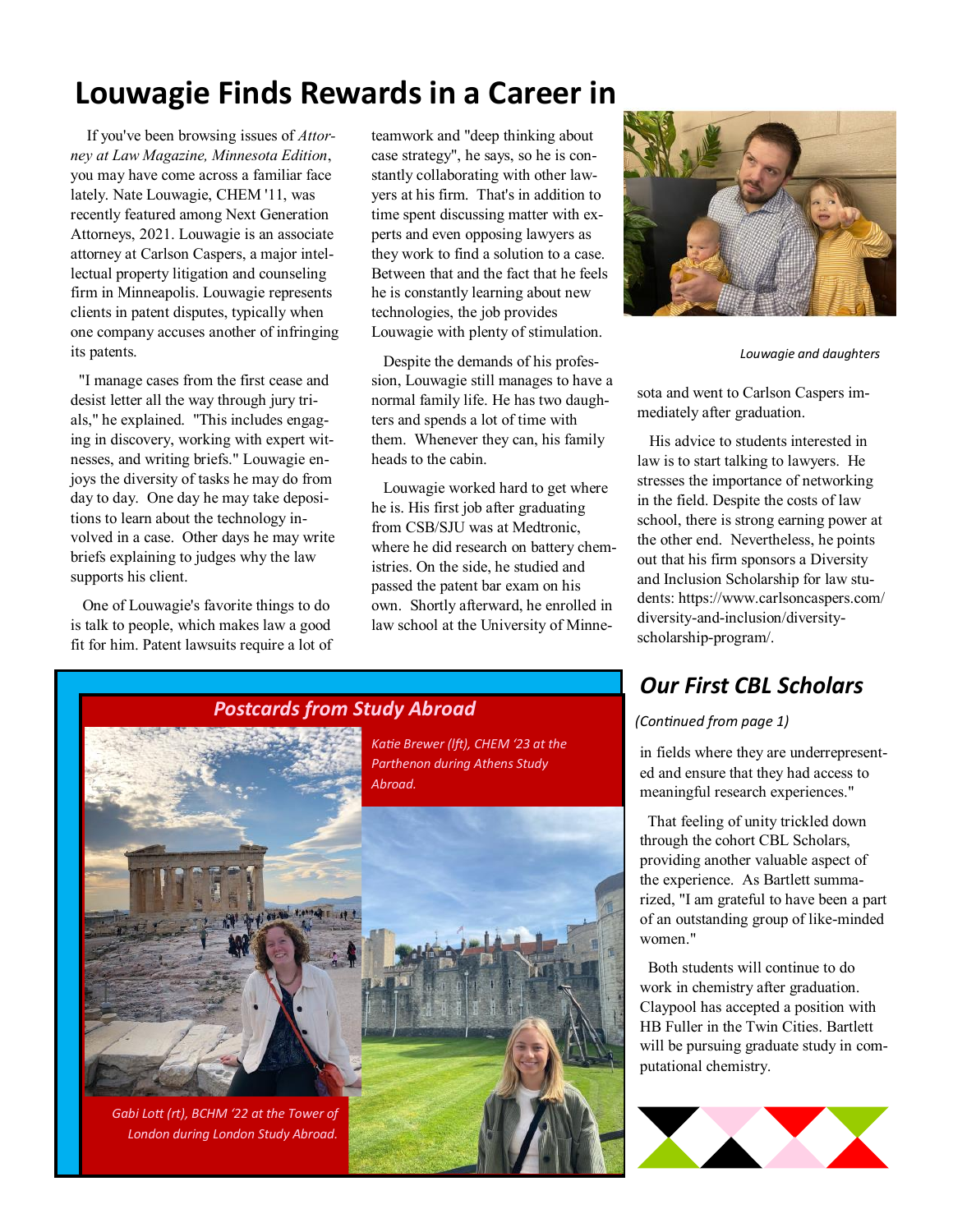# Louwagie Finds Rewards in a Career in

If you've been browsing issues of *Attorney at Law Magazine, Minnesota Edition*, you may have come across a familiar face lately. Nate Louwagie, CHEM '11, was recently featured among Next Generation Attorneys, 2021. Louwagie is an associate attorney at Carlson Caspers, a major intellectual property litigation and counseling firm in Minneapolis. Louwagie represents clients in patent disputes, typically when one company accuses another of infringing its patents.

"I manage cases from the first cease and desist letter all the way through jury trials," he explained. "This includes engaging in discovery, working with expert witnesses, and writing briefs." Louwagie enjoys the diversity of tasks he may do from day to day. One day he may take depositions to learn about the technology involved in a case. Other days he may write briefs explaining to judges why the law supports his client.

One of Louwagie's favorite things to do is talk to people, which makes law a good fit for him. Patent lawsuits require a lot of teamwork and "deep thinking about case strategy", he says, so he is constantly collaborating with other lawyers at his firm. That's in addition to time spent discussing matter with experts and even opposing lawyers as they work to find a solution to a case. Between that and the fact that he feels he is constantly learning about new technologies, the job provides Louwagie with plenty of stimulation.

Despite the demands of his profession, Louwagie still manages to have a normal family life. He has two daughters and spends a lot of time with them. Whenever they can, his family heads to the cabin.

Louwagie worked hard to get where he is. His first job after graduating from CSB/SJU was at Medtronic, where he did research on battery chemistries. On the side, he studied and passed the patent bar exam on his own. Shortly afterward, he enrolled in law school at the University of Minnesota and went to Carlson Caspers immediately after graduation.

*Louwagie and daughters*

His advice to students interested in law is to start talking to lawyers. He stresses the importance of networking in the field. Despite the costs of law school, there is strong earning power at the other end. Nevertheless, he points out that his firm sponsors a Diversity and Inclusion Scholarship for law students: https://www.carlsoncaspers.com/diversity-and-inclusion/diversity-scholarship-program/.

## *Postcards from Study Abroad*

*Katie Brewer (lft), CHEM '23 at the Parthenon during Athens Study Abroad.*

*Gabi Lott (rt), BCHM '22 at the Tower of London during London Study Abroad.*

## *Our First CBL Scholars*

*(Continued from page 1)*

in fields where they are underrepresented and ensure that they had access to meaningful research experiences."

That feeling of unity trickled down through the cohort CBL Scholars, providing another valuable aspect of the experience. As Bartlett summarized, "I am grateful to have been a part of an outstanding group of like-minded women."

Both students will continue to do work in chemistry after graduation. Claypool has accepted a position with HB Fuller in the Twin Cities. Bartlett will be pursuing graduate study in computational chemistry.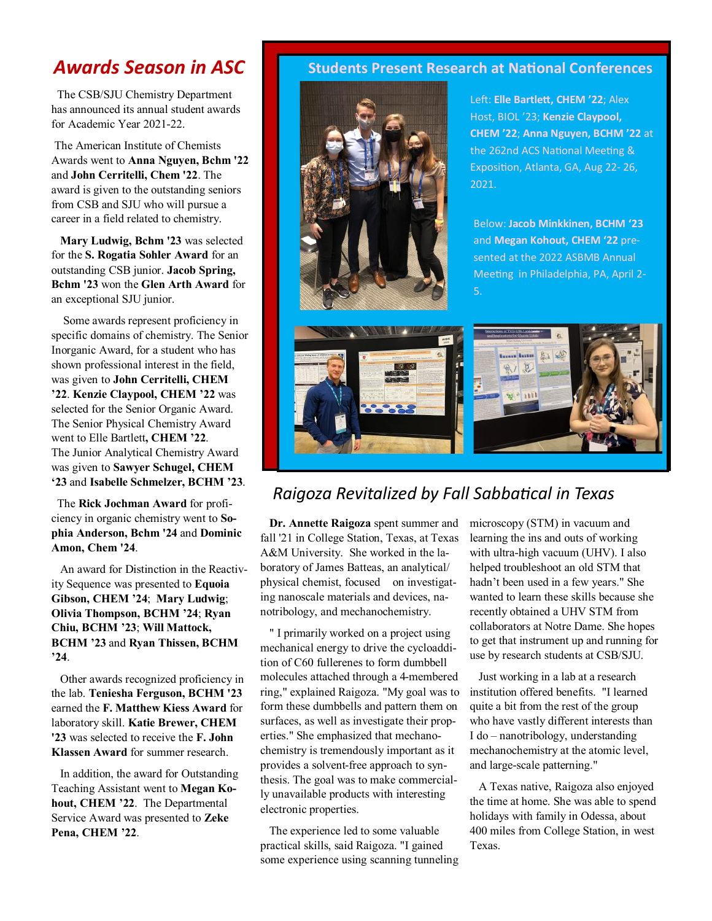# *Awards Season in ASC*

The CSB/SJU Chemistry Department has announced its annual student awards for Academic Year 2021-22.

The American Institute of Chemists Awards went to **Anna Nguyen, Bchm '22** and **John Cerritelli, Chem '22**. The award is given to the outstanding seniors from CSB and SJU who will pursue a career in a field related to chemistry.

**Mary Ludwig, Bchm '23** was selected for the **S. Rogatia Sohler Award** for an outstanding CSB junior. **Jacob Spring, Bchm '23** won the **Glen Arth Award** for an exceptional SJU junior.

Some awards represent proficiency in specific domains of chemistry. The Senior Inorganic Award, for a student who has shown professional interest in the field, was given to **John Cerritelli, CHEM '22**. **Kenzie Claypool, CHEM '22** was selected for the Senior Organic Award. The Senior Physical Chemistry Award went to Elle Bartlett**, CHEM '22**. The Junior Analytical Chemistry Award was given to **Sawyer Schugel, CHEM '23** and **Isabelle Schmelzer, BCHM '23**.

The **Rick Jochman Award** for proficiency in organic chemistry went to **Sophia Anderson, Bchm '24** and **Dominic Amon, Chem '24**.

An award for Distinction in the Reactivity Sequence was presented to **Equoia Gibson, CHEM '24**; **Mary Ludwig**; **Olivia Thompson, BCHM '24**; **Ryan Chiu, BCHM '23**; **Will Mattock, BCHM '23** and **Ryan Thissen, BCHM '24**.

Other awards recognized proficiency in the lab. **Teniesha Ferguson, BCHM '23** earned the **F. Matthew Kiess Award** for laboratory skill. **Katie Brewer, CHEM '23** was selected to receive the **F. John Klassen Award** for summer research.

In addition, the award for Outstanding Teaching Assistant went to **Megan Kohout, CHEM '22**. The Departmental Service Award was presented to **Zeke Pena, CHEM '22**.

## Students Present Research at National Conferences

Left: **Elle Bartlett, CHEM '22**; Alex Host, BIOL '23; **Kenzie Claypool, CHEM '22**; **Anna Nguyen, BCHM '22** at the 262nd ACS National Meeting & Exposition, Atlanta, GA, Aug 22- 26, 2021.

Below: **Jacob Minkkinen, BCHM '23** and **Megan Kohout, CHEM '22** presented at the 2022 ASBMB Annual Meeting in Philadelphia, PA, April 2-5.

## *Raigoza Revitalized by Fall Sabbatical in Texas*

**Dr. Annette Raigoza** spent summer and fall '21 in College Station, Texas, at Texas A&M University. She worked in the laboratory of James Batteas, an analytical/physical chemist, focused on investigating nanoscale materials and devices, nanotribology, and mechanochemistry.

" I primarily worked on a project using mechanical energy to drive the cycloaddition of C60 fullerenes to form dumbbell molecules attached through a 4-membered ring," explained Raigoza. "My goal was to form these dumbbells and pattern them on surfaces, as well as investigate their properties." She emphasized that mechanochemistry is tremendously important as it provides a solvent-free approach to synthesis. The goal was to make commercially unavailable products with interesting electronic properties.

The experience led to some valuable practical skills, said Raigoza. "I gained some experience using scanning tunneling microscopy (STM) in vacuum and learning the ins and outs of working with ultra-high vacuum (UHV). I also helped troubleshoot an old STM that hadn't been used in a few years." She wanted to learn these skills because she recently obtained a UHV STM from collaborators at Notre Dame. She hopes to get that instrument up and running for use by research students at CSB/SJU.

Just working in a lab at a research institution offered benefits. "I learned quite a bit from the rest of the group who have vastly different interests than I do – nanotribology, understanding mechanochemistry at the atomic level, and large-scale patterning."

A Texas native, Raigoza also enjoyed the time at home. She was able to spend holidays with family in Odessa, about 400 miles from College Station, in west Texas.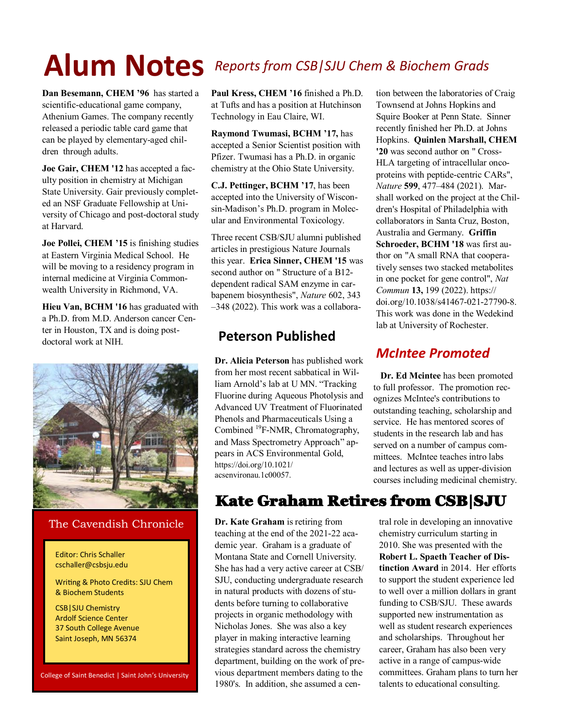# Alum Notes *Reports from CSB|SJU Chem & Biochem Grads*

**Dan Besemann, CHEM '96** has started a scientific-educational game company, Athenium Games. The company recently released a periodic table card game that can be played by elementary-aged children through adults.

**Joe Gair, CHEM '12** has accepted a faculty position in chemistry at Michigan State University. Gair previously completed an NSF Graduate Fellowship at University of Chicago and post-doctoral study at Harvard.

**Joe Pollei, CHEM '15** is finishing studies at Eastern Virginia Medical School. He will be moving to a residency program in internal medicine at Virginia Commonwealth University in Richmond, VA.

**Hieu Van, BCHM '16** has graduated with a Ph.D. from M.D. Anderson cancer Center in Houston, TX and is doing post-doctoral work at NIH.

**Paul Kress, CHEM '16** finished a Ph.D. at Tufts and has a position at Hutchinson Technology in Eau Claire, WI.

**Raymond Twumasi, BCHM '17,** has accepted a Senior Scientist position with Pfizer. Twumasi has a Ph.D. in organic chemistry at the Ohio State University.

**C.J. Pettinger, BCHM '17**, has been accepted into the University of Wisconsin-Madison's Ph.D. program in Molecular and Environmental Toxicology.

Three recent CSB/SJU alumni published articles in prestigious Nature Journals this year. **Erica Sinner, CHEM '15** was second author on " Structure of a B12-dependent radical SAM enzyme in carbapenem biosynthesis", *Nature* 602, 343–348 (2022). This work was a collaboration between the laboratories of Craig Townsend at Johns Hopkins and Squire Booker at Penn State. Sinner recently finished her Ph.D. at Johns Hopkins. **Quinlen Marshall, CHEM '20** was second author on " Cross-HLA targeting of intracellular oncoproteins with peptide-centric CARs", *Nature* **599**, 477–484 (2021). Marshall worked on the project at the Children's Hospital of Philadelphia with collaborators in Santa Cruz, Boston, Australia and Germany. **Griffin Schroeder, BCHM '18** was first author on "A small RNA that cooperatively senses two stacked metabolites in one pocket for gene control", *Nat Commun* **13,** 199 (2022). https://doi.org/10.1038/s41467-021-27790-8. This work was done in the Wedekind lab at University of Rochester.

## Peterson Published

**Dr. Alicia Peterson** has published work from her most recent sabbatical in William Arnold's lab at U MN. "Tracking Fluorine during Aqueous Photolysis and Advanced UV Treatment of Fluorinated Phenols and Pharmaceuticals Using a Combined $^{19}$F-NMR, Chromatography, and Mass Spectrometry Approach" appears in ACS Environmental Gold, https://doi.org/10.1021/acsenvironau.1c00057.

## *McIntee Promoted*

**Dr. Ed Mcintee** has been promoted to full professor. The promotion recognizes McIntee's contributions to outstanding teaching, scholarship and service. He has mentored scores of students in the research lab and has served on a number of campus committees. McIntee teaches intro labs and lectures as well as upper-division courses including medicinal chemistry.

## Kate Graham Retires from CSB|SJU

**Dr. Kate Graham** is retiring from teaching at the end of the 2021-22 academic year. Graham is a graduate of Montana State and Cornell University. She has had a very active career at CSB/SJU, conducting undergraduate research in natural products with dozens of students before turning to collaborative projects in organic methodology with Nicholas Jones. She was also a key player in making interactive learning strategies standard across the chemistry department, building on the work of previous department members dating to the 1980's. In addition, she assumed a central role in developing an innovative chemistry curriculum starting in 2010. She was presented with the **Robert L. Spaeth Teacher of Distinction Award** in 2014. Her efforts to support the student experience led to well over a million dollars in grant funding to CSB/SJU. These awards supported new instrumentation as well as student research experiences and scholarships. Throughout her career, Graham has also been very active in a range of campus-wide committees. Graham plans to turn her talents to educational consulting.

### The Cavendish Chronicle

Editor: Chris Schaller
cschaller@csbsju.edu

Writing & Photo Credits: SJU Chem & Biochem Students

CSB|SJU Chemistry
Ardolf Science Center
37 South College Avenue
Saint Joseph, MN 56374

College of Saint Benedict | Saint John's University